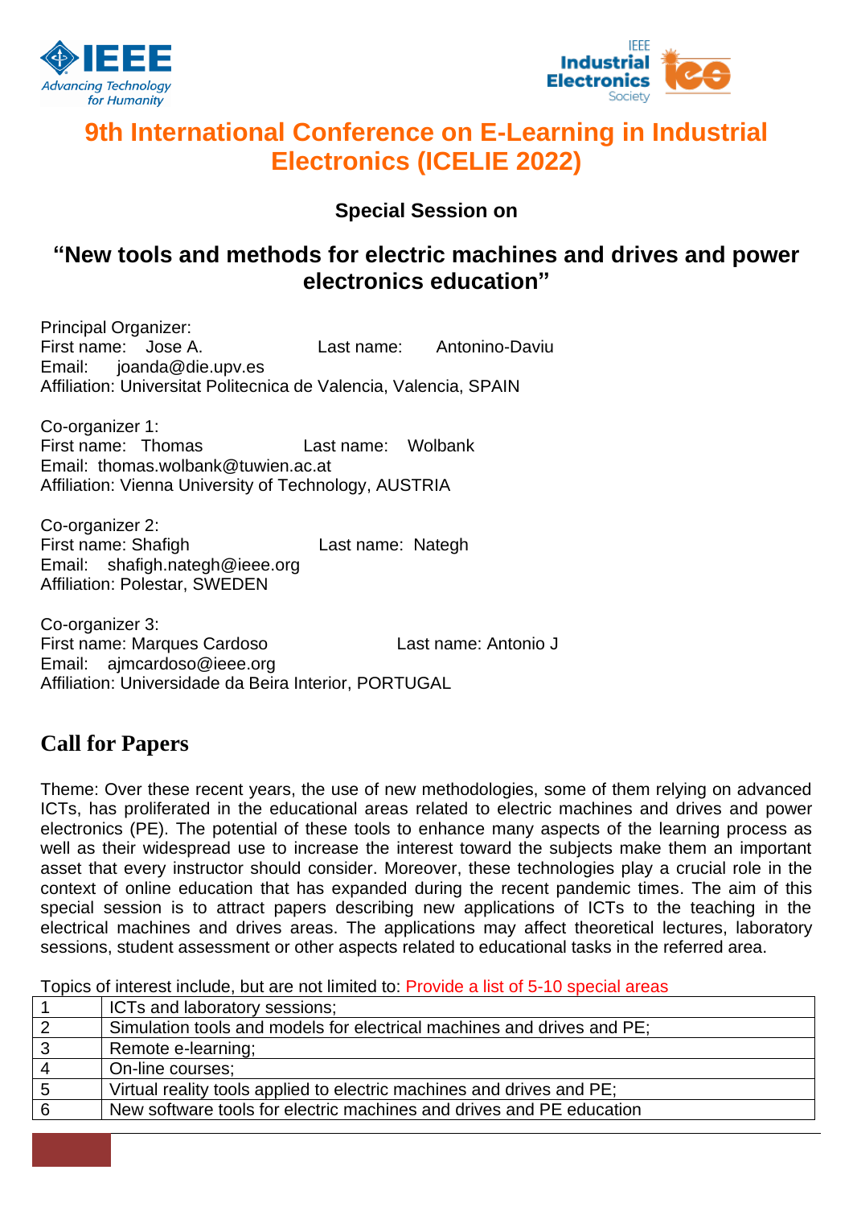# 9th International Conference on E-Learning in Industrial Electronics (ICELIE 2022)

**Special Session on**

## "New tools and methods for electric machines and drives and power electronics education"

Principal Organizer:
First name: Jose A. Last name: Antonino-Daviu
Email: joanda@die.upv.es
Affiliation: Universitat Politecnica de Valencia, Valencia, SPAIN

Co-organizer 1:
First name: Thomas Last name: Wolbank
Email: thomas.wolbank@tuwien.ac.at
Affiliation: Vienna University of Technology, AUSTRIA

Co-organizer 2:
First name: Shafigh Last name: Nategh
Email: shafigh.nategh@ieee.org
Affiliation: Polestar, SWEDEN

Co-organizer 3:
First name: Marques Cardoso Last name: Antonio J
Email: ajmcardoso@ieee.org
Affiliation: Universidade da Beira Interior, PORTUGAL

## Call for Papers

Theme: Over these recent years, the use of new methodologies, some of them relying on advanced ICTs, has proliferated in the educational areas related to electric machines and drives and power electronics (PE). The potential of these tools to enhance many aspects of the learning process as well as their widespread use to increase the interest toward the subjects make them an important asset that every instructor should consider. Moreover, these technologies play a crucial role in the context of online education that has expanded during the recent pandemic times. The aim of this special session is to attract papers describing new applications of ICTs to the teaching in the electrical machines and drives areas. The applications may affect theoretical lectures, laboratory sessions, student assessment or other aspects related to educational tasks in the referred area.

Topics of interest include, but are not limited to: Provide a list of 5-10 special areas

| | |
|---|---|
| 1 | ICTs and laboratory sessions; |
| 2 | Simulation tools and models for electrical machines and drives and PE; |
| 3 | Remote e-learning; |
| 4 | On-line courses; |
| 5 | Virtual reality tools applied to electric machines and drives and PE; |
| 6 | New software tools for electric machines and drives and PE education |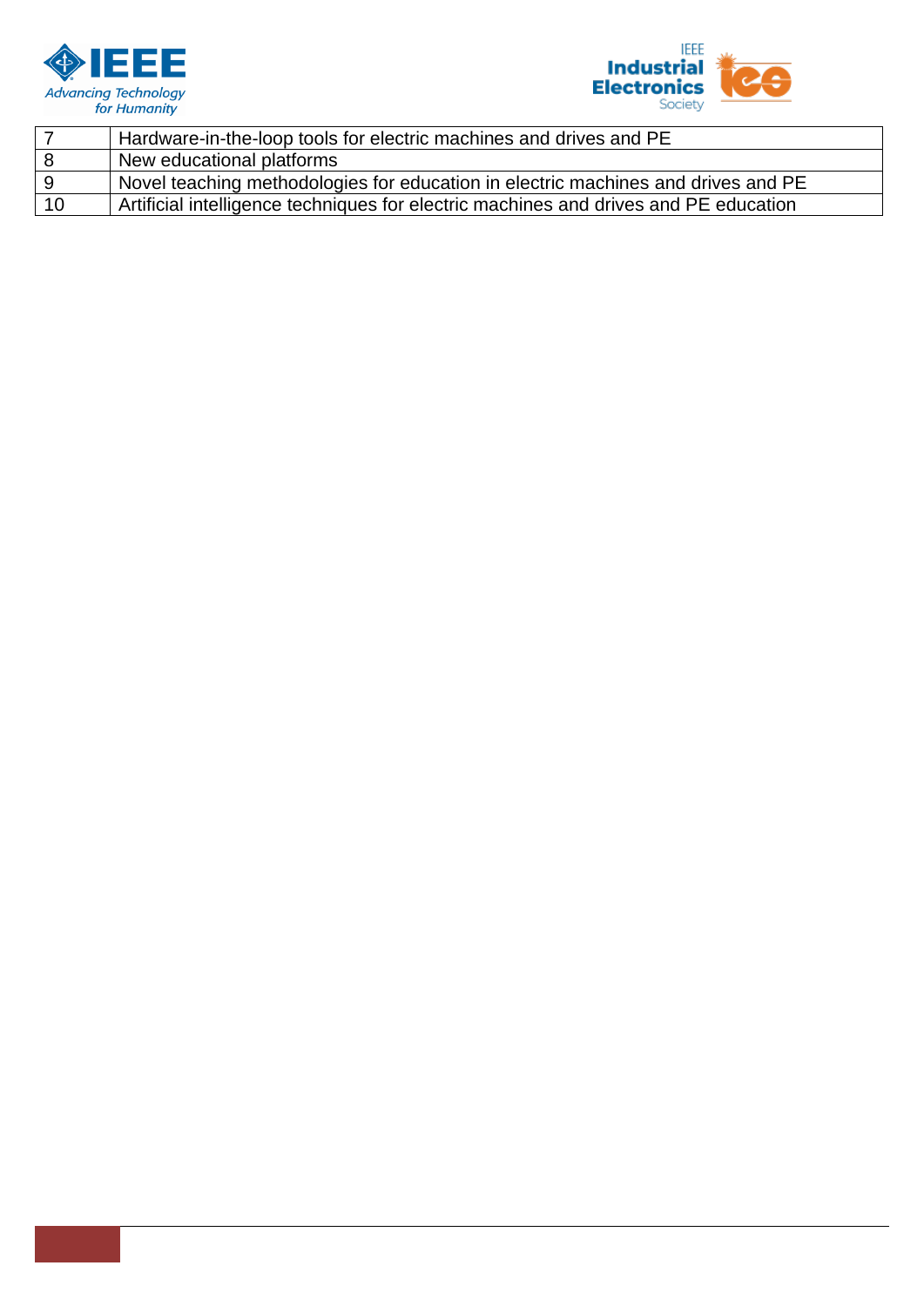| | |
|---|---|
| 7 | Hardware-in-the-loop tools for electric machines and drives and PE |
| 8 | New educational platforms |
| 9 | Novel teaching methodologies for education in electric machines and drives and PE |
| 10 | Artificial intelligence techniques for electric machines and drives and PE education |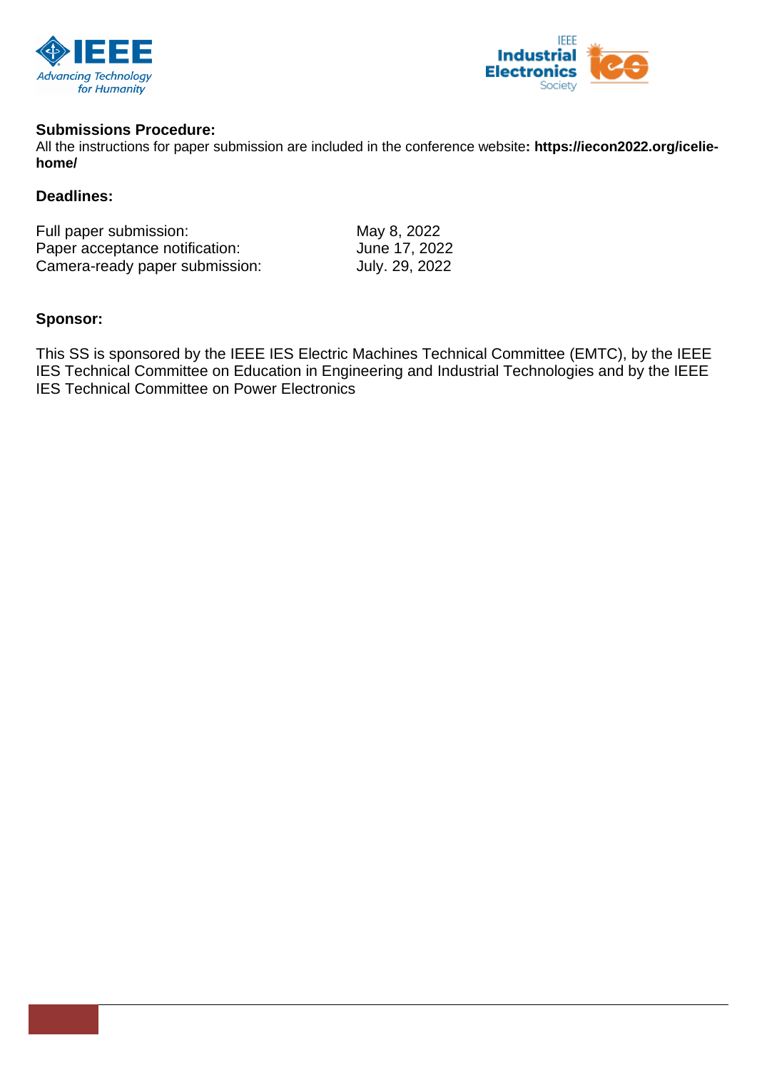**Submissions Procedure:**

All the instructions for paper submission are included in the conference website**: https://iecon2022.org/icelie-home/**

**Deadlines:**

| | |
|---|---|
| Full paper submission: | May 8, 2022 |
| Paper acceptance notification: | June 17, 2022 |
| Camera-ready paper submission: | July. 29, 2022 |

**Sponsor:**

This SS is sponsored by the IEEE IES Electric Machines Technical Committee (EMTC), by the IEEE IES Technical Committee on Education in Engineering and Industrial Technologies and by the IEEE IES Technical Committee on Power Electronics